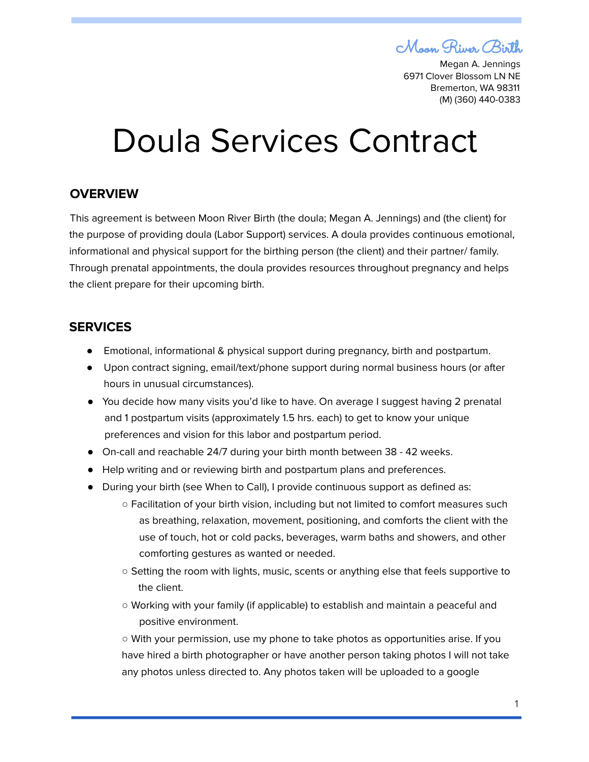Moon River Birth

Megan A. Jennings
6971 Clover Blossom LN NE
Bremerton, WA 98311
(M) (360) 440-0383

# Doula Services Contract

## OVERVIEW

This agreement is between Moon River Birth (the doula; Megan A. Jennings) and (the client) for the purpose of providing doula (Labor Support) services. A doula provides continuous emotional, informational and physical support for the birthing person (the client) and their partner/ family. Through prenatal appointments, the doula provides resources throughout pregnancy and helps the client prepare for their upcoming birth.

## SERVICES

- Emotional, informational & physical support during pregnancy, birth and postpartum.
- Upon contract signing, email/text/phone support during normal business hours (or after hours in unusual circumstances).
- You decide how many visits you'd like to have. On average I suggest having 2 prenatal and 1 postpartum visits (approximately 1.5 hrs. each) to get to know your unique preferences and vision for this labor and postpartum period.
- On-call and reachable 24/7 during your birth month between 38 - 42 weeks.
- Help writing and or reviewing birth and postpartum plans and preferences.
- During your birth (see When to Call), I provide continuous support as defined as:
  - Facilitation of your birth vision, including but not limited to comfort measures such as breathing, relaxation, movement, positioning, and comforts the client with the use of touch, hot or cold packs, beverages, warm baths and showers, and other comforting gestures as wanted or needed.
  - Setting the room with lights, music, scents or anything else that feels supportive to the client.
  - Working with your family (if applicable) to establish and maintain a peaceful and positive environment.
  - With your permission, use my phone to take photos as opportunities arise. If you have hired a birth photographer or have another person taking photos I will not take any photos unless directed to. Any photos taken will be uploaded to a google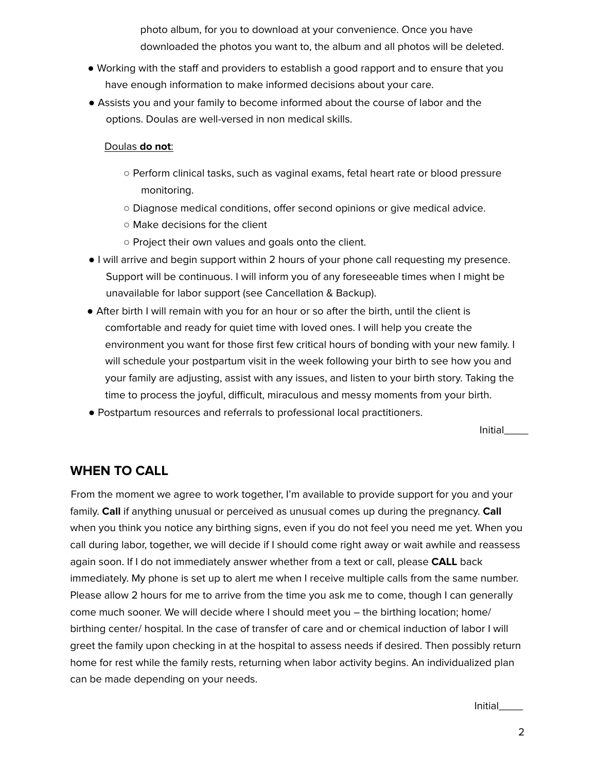photo album, for you to download at your convenience. Once you have downloaded the photos you want to, the album and all photos will be deleted.

- Working with the staff and providers to establish a good rapport and to ensure that you have enough information to make informed decisions about your care.
- Assists you and your family to become informed about the course of labor and the options. Doulas are well-versed in non medical skills.

<u>Doulas **do not**:</u>

  - Perform clinical tasks, such as vaginal exams, fetal heart rate or blood pressure monitoring.
  - Diagnose medical conditions, offer second opinions or give medical advice.
  - Make decisions for the client
  - Project their own values and goals onto the client.

- I will arrive and begin support within 2 hours of your phone call requesting my presence. Support will be continuous. I will inform you of any foreseeable times when I might be unavailable for labor support (see Cancellation & Backup).
- After birth I will remain with you for an hour or so after the birth, until the client is comfortable and ready for quiet time with loved ones. I will help you create the environment you want for those first few critical hours of bonding with your new family. I will schedule your postpartum visit in the week following your birth to see how you and your family are adjusting, assist with any issues, and listen to your birth story. Taking the time to process the joyful, difficult, miraculous and messy moments from your birth.
- Postpartum resources and referrals to professional local practitioners.

Initial_____

## WHEN TO CALL

From the moment we agree to work together, I'm available to provide support for you and your family. **Call** if anything unusual or perceived as unusual comes up during the pregnancy. **Call** when you think you notice any birthing signs, even if you do not feel you need me yet. When you call during labor, together, we will decide if I should come right away or wait awhile and reassess again soon. If I do not immediately answer whether from a text or call, please **CALL** back immediately. My phone is set up to alert me when I receive multiple calls from the same number. Please allow 2 hours for me to arrive from the time you ask me to come, though I can generally come much sooner. We will decide where I should meet you – the birthing location; home/ birthing center/ hospital. In the case of transfer of care and or chemical induction of labor I will greet the family upon checking in at the hospital to assess needs if desired. Then possibly return home for rest while the family rests, returning when labor activity begins. An individualized plan can be made depending on your needs.

Initial_____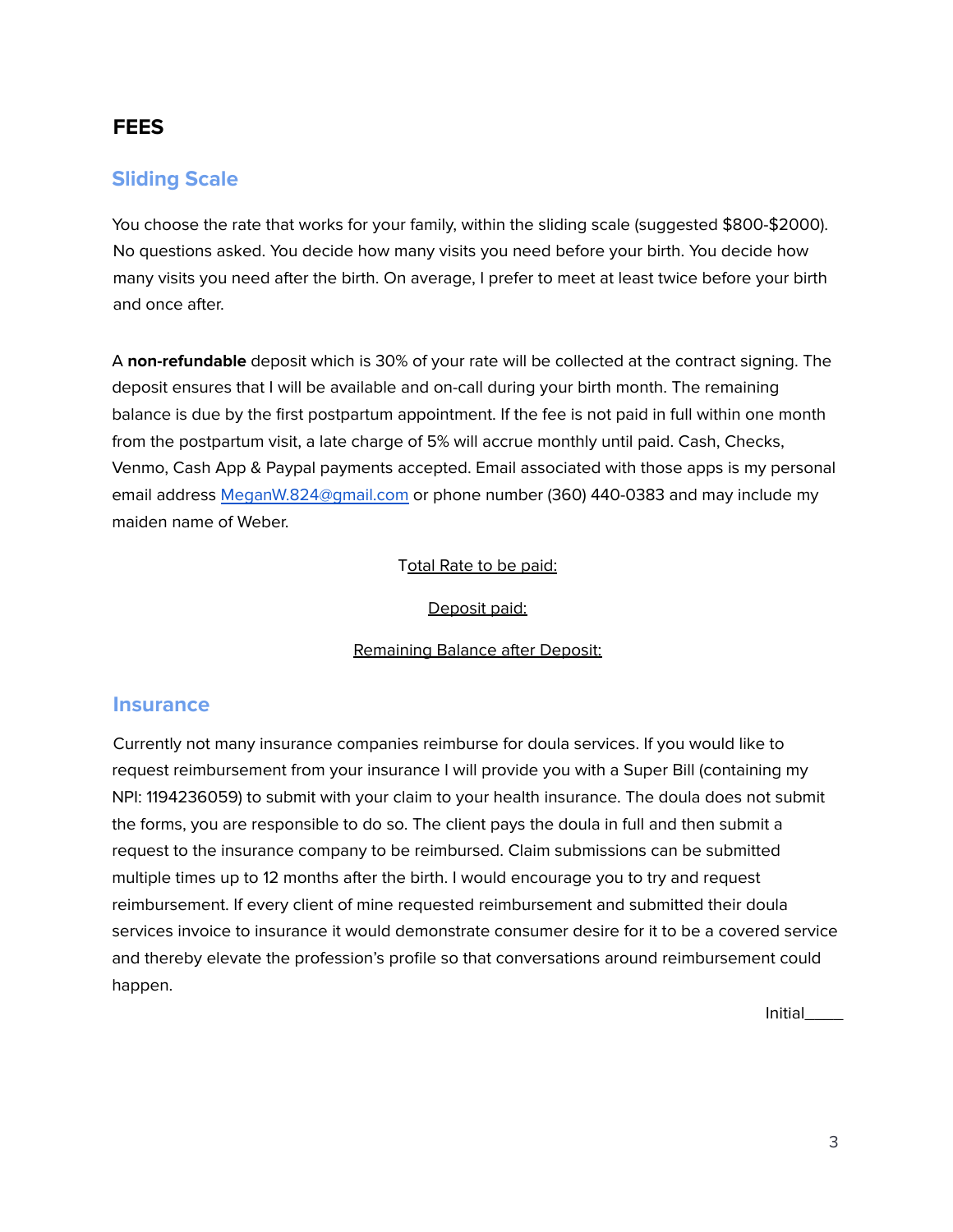# FEES

## Sliding Scale

You choose the rate that works for your family, within the sliding scale (suggested $800-$2000). No questions asked. You decide how many visits you need before your birth. You decide how many visits you need after the birth. On average, I prefer to meet at least twice before your birth and once after.

A **non-refundable** deposit which is 30% of your rate will be collected at the contract signing. The deposit ensures that I will be available and on-call during your birth month. The remaining balance is due by the first postpartum appointment. If the fee is not paid in full within one month from the postpartum visit, a late charge of 5% will accrue monthly until paid. Cash, Checks, Venmo, Cash App & Paypal payments accepted. Email associated with those apps is my personal email address [MeganW.824@gmail.com](mailto:MeganW.824@gmail.com) or phone number (360) 440-0383 and may include my maiden name of Weber.

Total Rate to be paid:

Deposit paid:

Remaining Balance after Deposit:

## Insurance

Currently not many insurance companies reimburse for doula services. If you would like to request reimbursement from your insurance I will provide you with a Super Bill (containing my NPI: 1194236059) to submit with your claim to your health insurance. The doula does not submit the forms, you are responsible to do so. The client pays the doula in full and then submit a request to the insurance company to be reimbursed. Claim submissions can be submitted multiple times up to 12 months after the birth. I would encourage you to try and request reimbursement. If every client of mine requested reimbursement and submitted their doula services invoice to insurance it would demonstrate consumer desire for it to be a covered service and thereby elevate the profession's profile so that conversations around reimbursement could happen.

Initial_____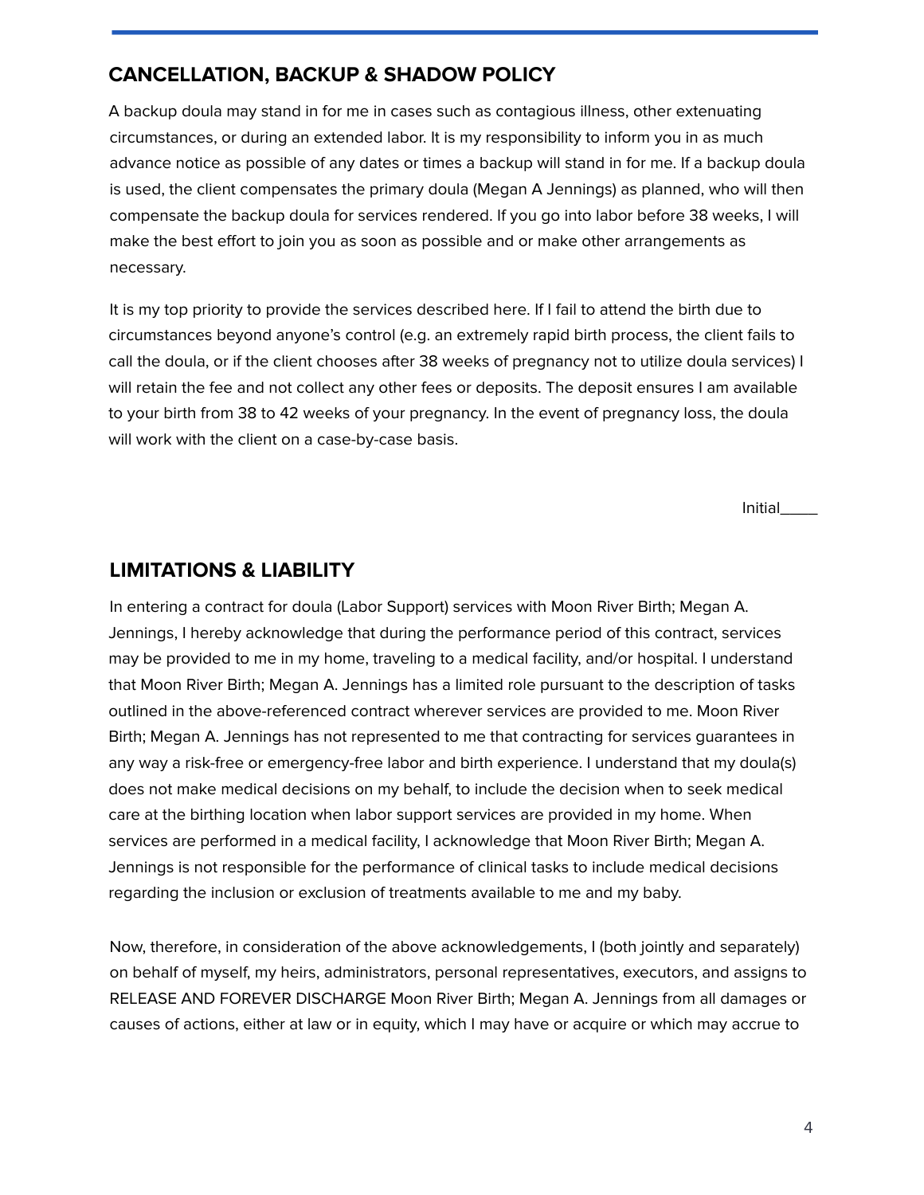## CANCELLATION, BACKUP & SHADOW POLICY

A backup doula may stand in for me in cases such as contagious illness, other extenuating circumstances, or during an extended labor. It is my responsibility to inform you in as much advance notice as possible of any dates or times a backup will stand in for me. If a backup doula is used, the client compensates the primary doula (Megan A Jennings) as planned, who will then compensate the backup doula for services rendered. If you go into labor before 38 weeks, I will make the best effort to join you as soon as possible and or make other arrangements as necessary.

It is my top priority to provide the services described here. If I fail to attend the birth due to circumstances beyond anyone's control (e.g. an extremely rapid birth process, the client fails to call the doula, or if the client chooses after 38 weeks of pregnancy not to utilize doula services) I will retain the fee and not collect any other fees or deposits. The deposit ensures I am available to your birth from 38 to 42 weeks of your pregnancy. In the event of pregnancy loss, the doula will work with the client on a case-by-case basis.

Initial_____

## LIMITATIONS & LIABILITY

In entering a contract for doula (Labor Support) services with Moon River Birth; Megan A. Jennings, I hereby acknowledge that during the performance period of this contract, services may be provided to me in my home, traveling to a medical facility, and/or hospital. I understand that Moon River Birth; Megan A. Jennings has a limited role pursuant to the description of tasks outlined in the above-referenced contract wherever services are provided to me. Moon River Birth; Megan A. Jennings has not represented to me that contracting for services guarantees in any way a risk-free or emergency-free labor and birth experience. I understand that my doula(s) does not make medical decisions on my behalf, to include the decision when to seek medical care at the birthing location when labor support services are provided in my home. When services are performed in a medical facility, I acknowledge that Moon River Birth; Megan A. Jennings is not responsible for the performance of clinical tasks to include medical decisions regarding the inclusion or exclusion of treatments available to me and my baby.

Now, therefore, in consideration of the above acknowledgements, I (both jointly and separately) on behalf of myself, my heirs, administrators, personal representatives, executors, and assigns to RELEASE AND FOREVER DISCHARGE Moon River Birth; Megan A. Jennings from all damages or causes of actions, either at law or in equity, which I may have or acquire or which may accrue to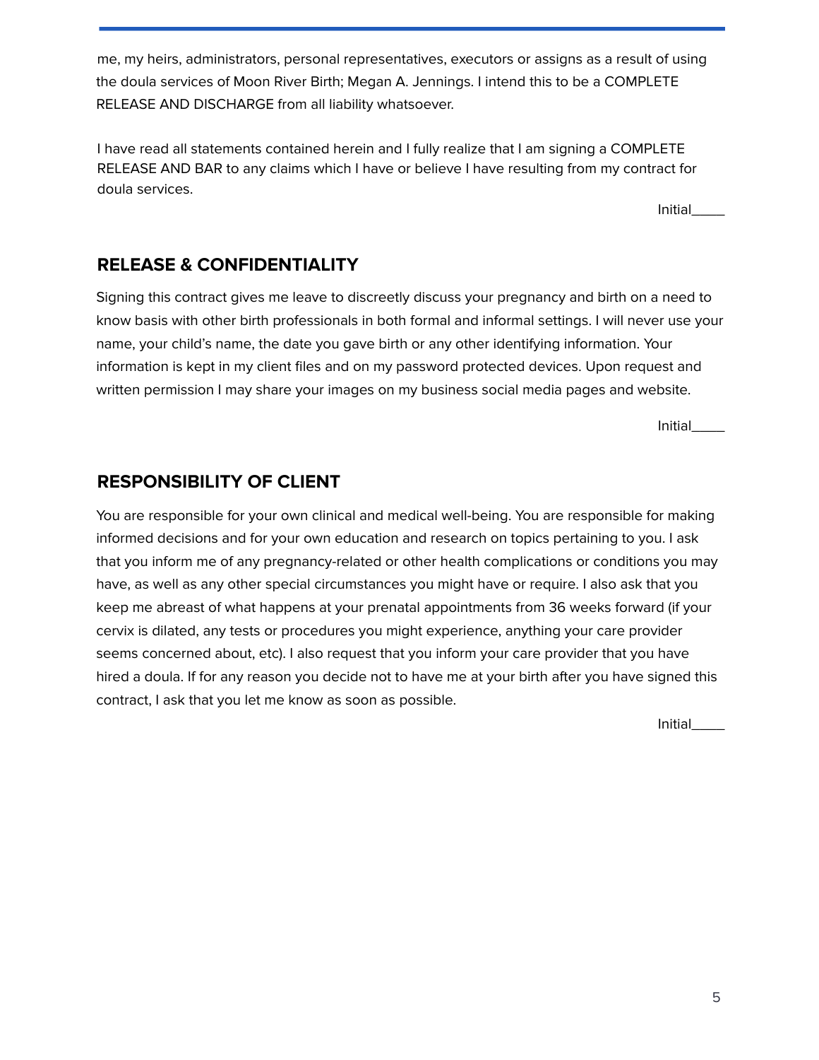me, my heirs, administrators, personal representatives, executors or assigns as a result of using the doula services of Moon River Birth; Megan A. Jennings. I intend this to be a COMPLETE RELEASE AND DISCHARGE from all liability whatsoever.

I have read all statements contained herein and I fully realize that I am signing a COMPLETE RELEASE AND BAR to any claims which I have or believe I have resulting from my contract for doula services.

Initial____

## RELEASE & CONFIDENTIALITY

Signing this contract gives me leave to discreetly discuss your pregnancy and birth on a need to know basis with other birth professionals in both formal and informal settings. I will never use your name, your child's name, the date you gave birth or any other identifying information. Your information is kept in my client files and on my password protected devices. Upon request and written permission I may share your images on my business social media pages and website.

Initial____

## RESPONSIBILITY OF CLIENT

You are responsible for your own clinical and medical well-being. You are responsible for making informed decisions and for your own education and research on topics pertaining to you. I ask that you inform me of any pregnancy-related or other health complications or conditions you may have, as well as any other special circumstances you might have or require. I also ask that you keep me abreast of what happens at your prenatal appointments from 36 weeks forward (if your cervix is dilated, any tests or procedures you might experience, anything your care provider seems concerned about, etc). I also request that you inform your care provider that you have hired a doula. If for any reason you decide not to have me at your birth after you have signed this contract, I ask that you let me know as soon as possible.

Initial____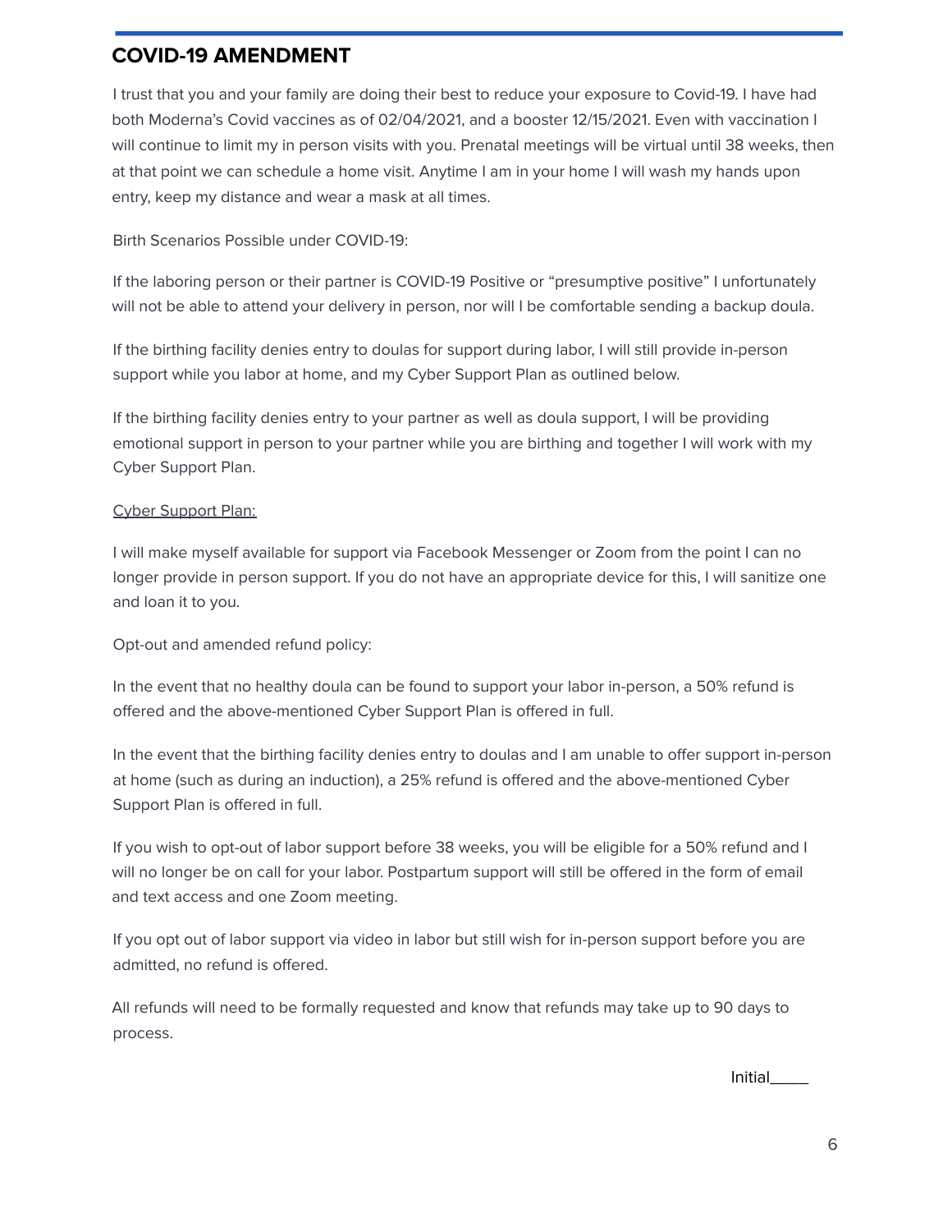## COVID-19 AMENDMENT

I trust that you and your family are doing their best to reduce your exposure to Covid-19. I have had both Moderna's Covid vaccines as of 02/04/2021, and a booster 12/15/2021. Even with vaccination I will continue to limit my in person visits with you. Prenatal meetings will be virtual until 38 weeks, then at that point we can schedule a home visit. Anytime I am in your home I will wash my hands upon entry, keep my distance and wear a mask at all times.

Birth Scenarios Possible under COVID-19:

If the laboring person or their partner is COVID-19 Positive or "presumptive positive" I unfortunately will not be able to attend your delivery in person, nor will I be comfortable sending a backup doula.

If the birthing facility denies entry to doulas for support during labor, I will still provide in-person support while you labor at home, and my Cyber Support Plan as outlined below.

If the birthing facility denies entry to your partner as well as doula support, I will be providing emotional support in person to your partner while you are birthing and together I will work with my Cyber Support Plan.

<u>Cyber Support Plan:</u>

I will make myself available for support via Facebook Messenger or Zoom from the point I can no longer provide in person support. If you do not have an appropriate device for this, I will sanitize one and loan it to you.

Opt-out and amended refund policy:

In the event that no healthy doula can be found to support your labor in-person, a 50% refund is offered and the above-mentioned Cyber Support Plan is offered in full.

In the event that the birthing facility denies entry to doulas and I am unable to offer support in-person at home (such as during an induction), a 25% refund is offered and the above-mentioned Cyber Support Plan is offered in full.

If you wish to opt-out of labor support before 38 weeks, you will be eligible for a 50% refund and I will no longer be on call for your labor. Postpartum support will still be offered in the form of email and text access and one Zoom meeting.

If you opt out of labor support via video in labor but still wish for in-person support before you are admitted, no refund is offered.

All refunds will need to be formally requested and know that refunds may take up to 90 days to process.

Initial____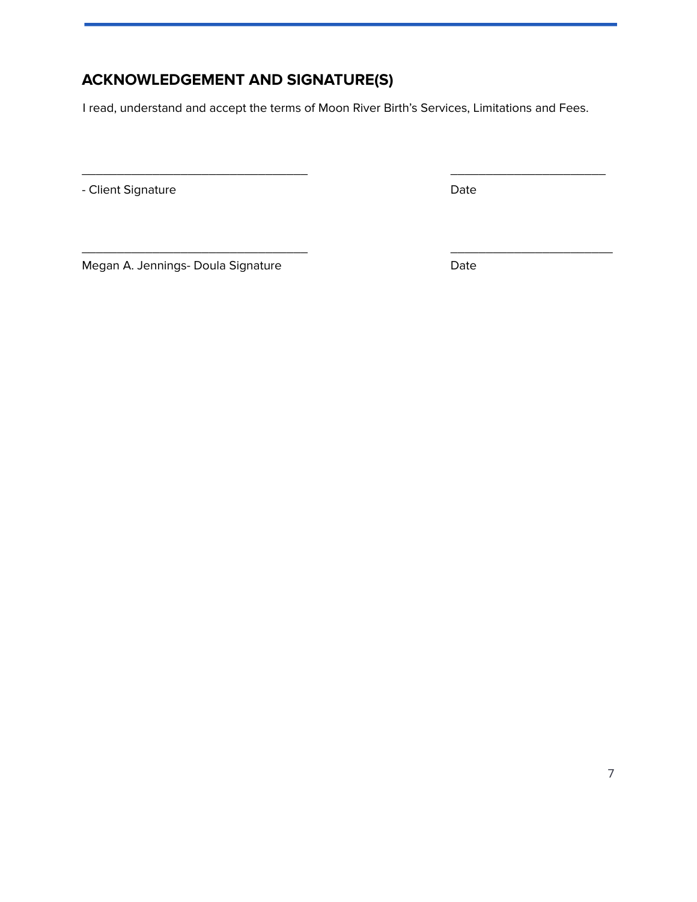## ACKNOWLEDGEMENT AND SIGNATURE(S)

I read, understand and accept the terms of Moon River Birth's Services, Limitations and Fees.

| | |
|---|---|
| ___________________________________ | ________________________ |
| - Client Signature | Date |
| ___________________________________ | _________________________ |
| Megan A. Jennings- Doula Signature | Date |